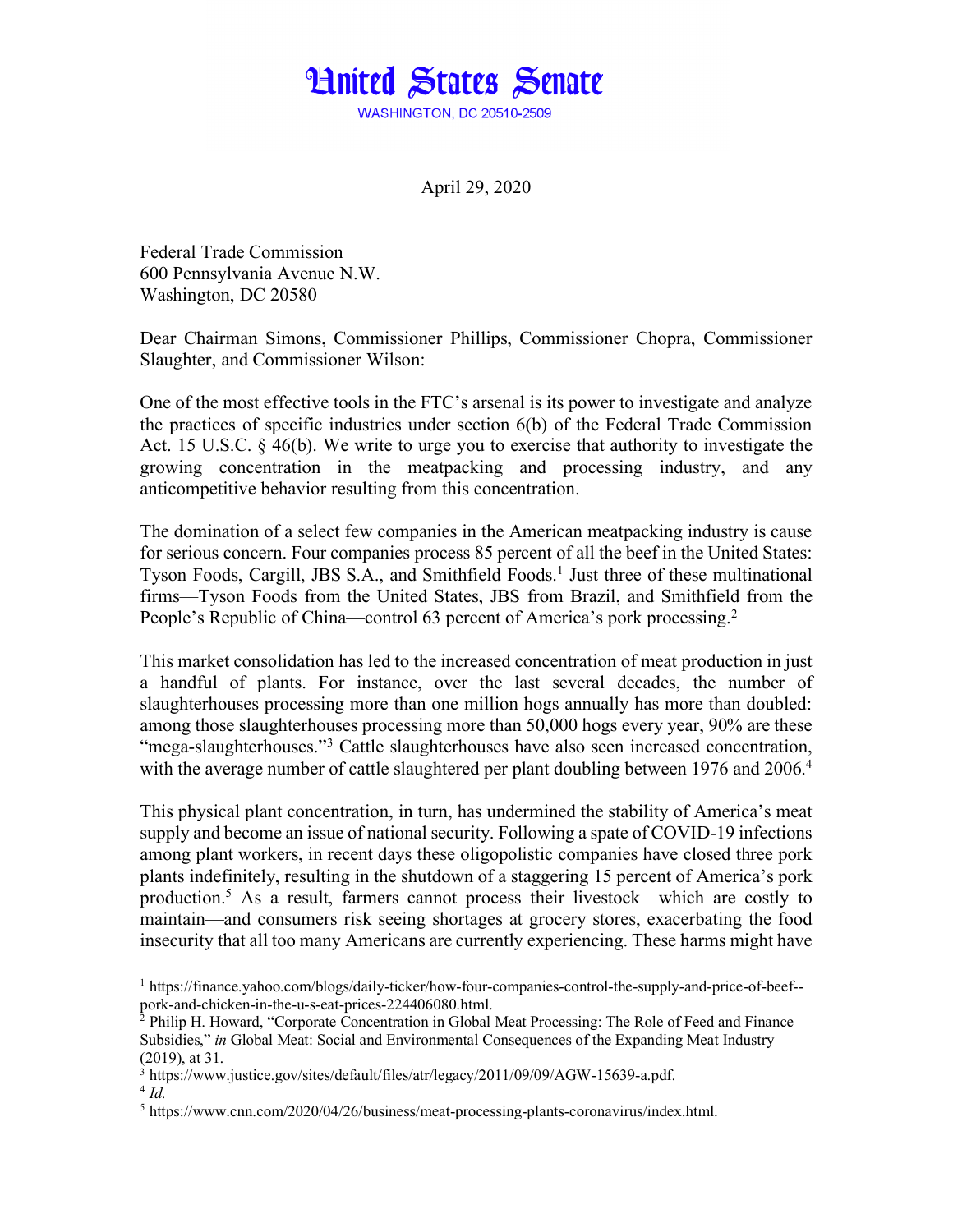# United States Senate

WASHINGTON, DC 20510-2509

April 29, 2020

Federal Trade Commission
600 Pennsylvania Avenue N.W.
Washington, DC 20580

Dear Chairman Simons, Commissioner Phillips, Commissioner Chopra, Commissioner Slaughter, and Commissioner Wilson:

One of the most effective tools in the FTC's arsenal is its power to investigate and analyze the practices of specific industries under section 6(b) of the Federal Trade Commission Act. 15 U.S.C. § 46(b). We write to urge you to exercise that authority to investigate the growing concentration in the meatpacking and processing industry, and any anticompetitive behavior resulting from this concentration.

The domination of a select few companies in the American meatpacking industry is cause for serious concern. Four companies process 85 percent of all the beef in the United States: Tyson Foods, Cargill, JBS S.A., and Smithfield Foods.[1] Just three of these multinational firms—Tyson Foods from the United States, JBS from Brazil, and Smithfield from the People's Republic of China—control 63 percent of America's pork processing.[2]

This market consolidation has led to the increased concentration of meat production in just a handful of plants. For instance, over the last several decades, the number of slaughterhouses processing more than one million hogs annually has more than doubled: among those slaughterhouses processing more than 50,000 hogs every year, 90% are these "mega-slaughterhouses."[3] Cattle slaughterhouses have also seen increased concentration, with the average number of cattle slaughtered per plant doubling between 1976 and 2006.[4]

This physical plant concentration, in turn, has undermined the stability of America's meat supply and become an issue of national security. Following a spate of COVID-19 infections among plant workers, in recent days these oligopolistic companies have closed three pork plants indefinitely, resulting in the shutdown of a staggering 15 percent of America's pork production.[5] As a result, farmers cannot process their livestock—which are costly to maintain—and consumers risk seeing shortages at grocery stores, exacerbating the food insecurity that all too many Americans are currently experiencing. These harms might have

---

[1] https://finance.yahoo.com/blogs/daily-ticker/how-four-companies-control-the-supply-and-price-of-beef--pork-and-chicken-in-the-u-s-eat-prices-224406080.html.

[2] Philip H. Howard, "Corporate Concentration in Global Meat Processing: The Role of Feed and Finance Subsidies," *in* Global Meat: Social and Environmental Consequences of the Expanding Meat Industry (2019), at 31.

[3] https://www.justice.gov/sites/default/files/atr/legacy/2011/09/09/AGW-15639-a.pdf.

[4] *Id.*

[5] https://www.cnn.com/2020/04/26/business/meat-processing-plants-coronavirus/index.html.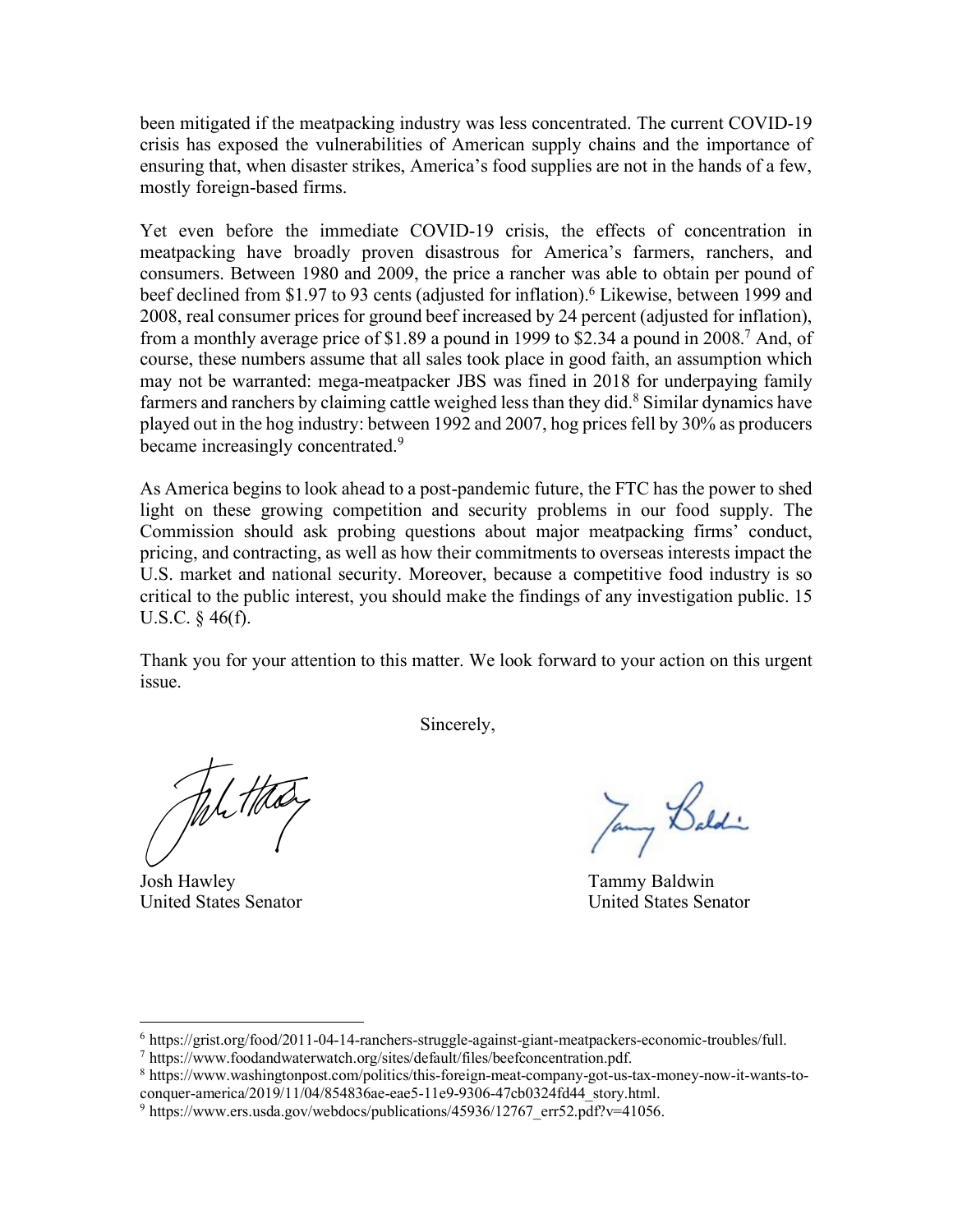been mitigated if the meatpacking industry was less concentrated. The current COVID-19 crisis has exposed the vulnerabilities of American supply chains and the importance of ensuring that, when disaster strikes, America's food supplies are not in the hands of a few, mostly foreign-based firms.

Yet even before the immediate COVID-19 crisis, the effects of concentration in meatpacking have broadly proven disastrous for America's farmers, ranchers, and consumers. Between 1980 and 2009, the price a rancher was able to obtain per pound of beef declined from $1.97 to 93 cents (adjusted for inflation).[6] Likewise, between 1999 and 2008, real consumer prices for ground beef increased by 24 percent (adjusted for inflation), from a monthly average price of $1.89 a pound in 1999 to $2.34 a pound in 2008.[7] And, of course, these numbers assume that all sales took place in good faith, an assumption which may not be warranted: mega-meatpacker JBS was fined in 2018 for underpaying family farmers and ranchers by claiming cattle weighed less than they did.[8] Similar dynamics have played out in the hog industry: between 1992 and 2007, hog prices fell by 30% as producers became increasingly concentrated.[9]

As America begins to look ahead to a post-pandemic future, the FTC has the power to shed light on these growing competition and security problems in our food supply. The Commission should ask probing questions about major meatpacking firms' conduct, pricing, and contracting, as well as how their commitments to overseas interests impact the U.S. market and national security. Moreover, because a competitive food industry is so critical to the public interest, you should make the findings of any investigation public. 15 U.S.C. § 46(f).

Thank you for your attention to this matter. We look forward to your action on this urgent issue.

Sincerely,

Josh Hawley
United States Senator

Tammy Baldwin
United States Senator

---

[6] https://grist.org/food/2011-04-14-ranchers-struggle-against-giant-meatpackers-economic-troubles/full.

[7] https://www.foodandwaterwatch.org/sites/default/files/beefconcentration.pdf.

[8] https://www.washingtonpost.com/politics/this-foreign-meat-company-got-us-tax-money-now-it-wants-to-conquer-america/2019/11/04/854836ae-eae5-11e9-9306-47cb0324fd44_story.html.

[9] https://www.ers.usda.gov/webdocs/publications/45936/12767_err52.pdf?v=41056.